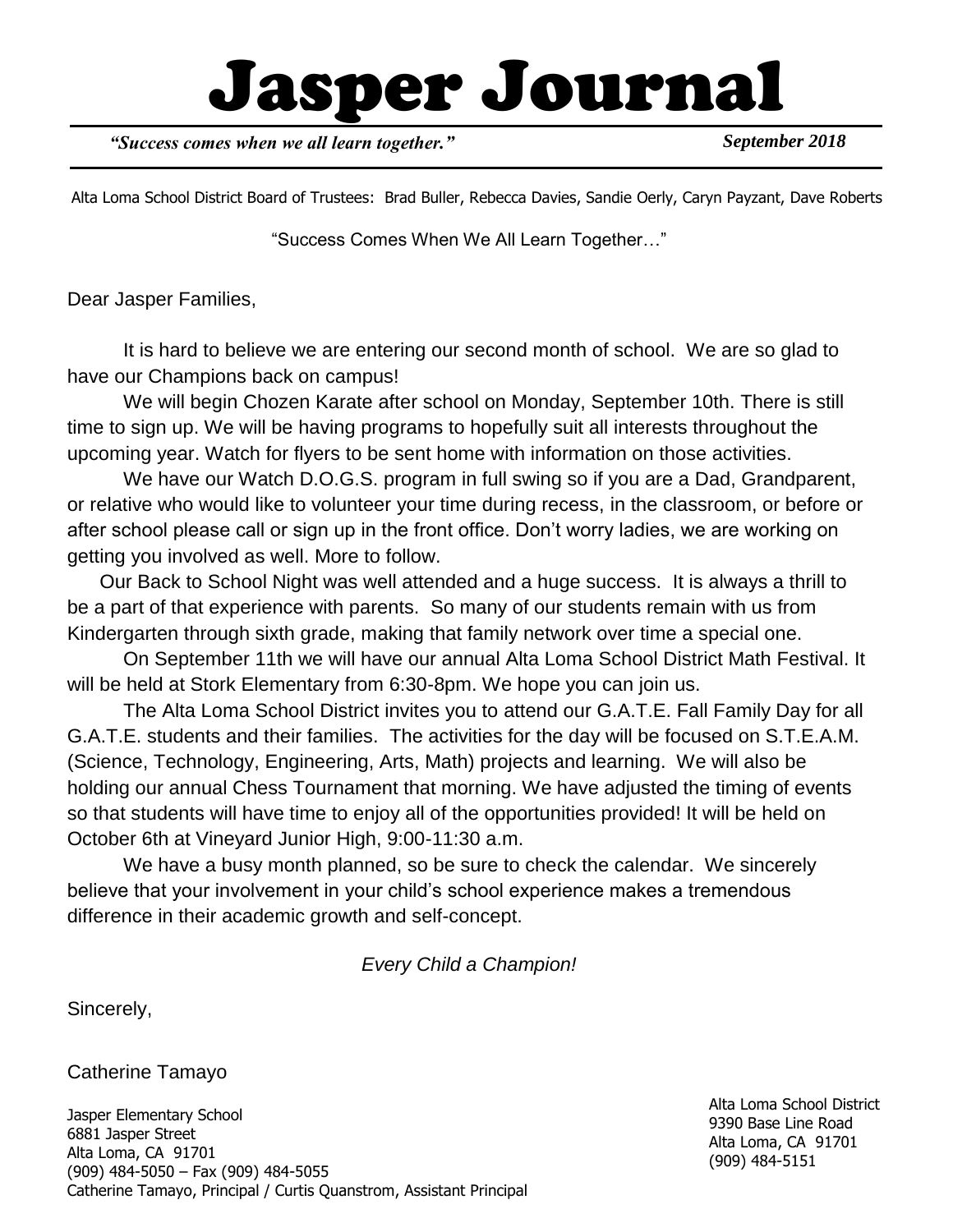# Jasper Journal

*"Success comes when we all learn together."* ***September 2018***

Alta Loma School District Board of Trustees: Brad Buller, Rebecca Davies, Sandie Oerly, Caryn Payzant, Dave Roberts

"Success Comes When We All Learn Together…"

Dear Jasper Families,

It is hard to believe we are entering our second month of school. We are so glad to have our Champions back on campus!

We will begin Chozen Karate after school on Monday, September 10th. There is still time to sign up. We will be having programs to hopefully suit all interests throughout the upcoming year. Watch for flyers to be sent home with information on those activities.

We have our Watch D.O.G.S. program in full swing so if you are a Dad, Grandparent, or relative who would like to volunteer your time during recess, in the classroom, or before or after school please call or sign up in the front office. Don't worry ladies, we are working on getting you involved as well. More to follow.

Our Back to School Night was well attended and a huge success. It is always a thrill to be a part of that experience with parents. So many of our students remain with us from Kindergarten through sixth grade, making that family network over time a special one.

On September 11th we will have our annual Alta Loma School District Math Festival. It will be held at Stork Elementary from 6:30-8pm. We hope you can join us.

The Alta Loma School District invites you to attend our G.A.T.E. Fall Family Day for all G.A.T.E. students and their families. The activities for the day will be focused on S.T.E.A.M. (Science, Technology, Engineering, Arts, Math) projects and learning. We will also be holding our annual Chess Tournament that morning. We have adjusted the timing of events so that students will have time to enjoy all of the opportunities provided! It will be held on October 6th at Vineyard Junior High, 9:00-11:30 a.m.

We have a busy month planned, so be sure to check the calendar. We sincerely believe that your involvement in your child's school experience makes a tremendous difference in their academic growth and self-concept.

*Every Child a Champion!*

Sincerely,

Catherine Tamayo

Jasper Elementary School
6881 Jasper Street
Alta Loma, CA 91701
(909) 484-5050 – Fax (909) 484-5055
Catherine Tamayo, Principal / Curtis Quanstrom, Assistant Principal

Alta Loma School District
9390 Base Line Road
Alta Loma, CA 91701
(909) 484-5151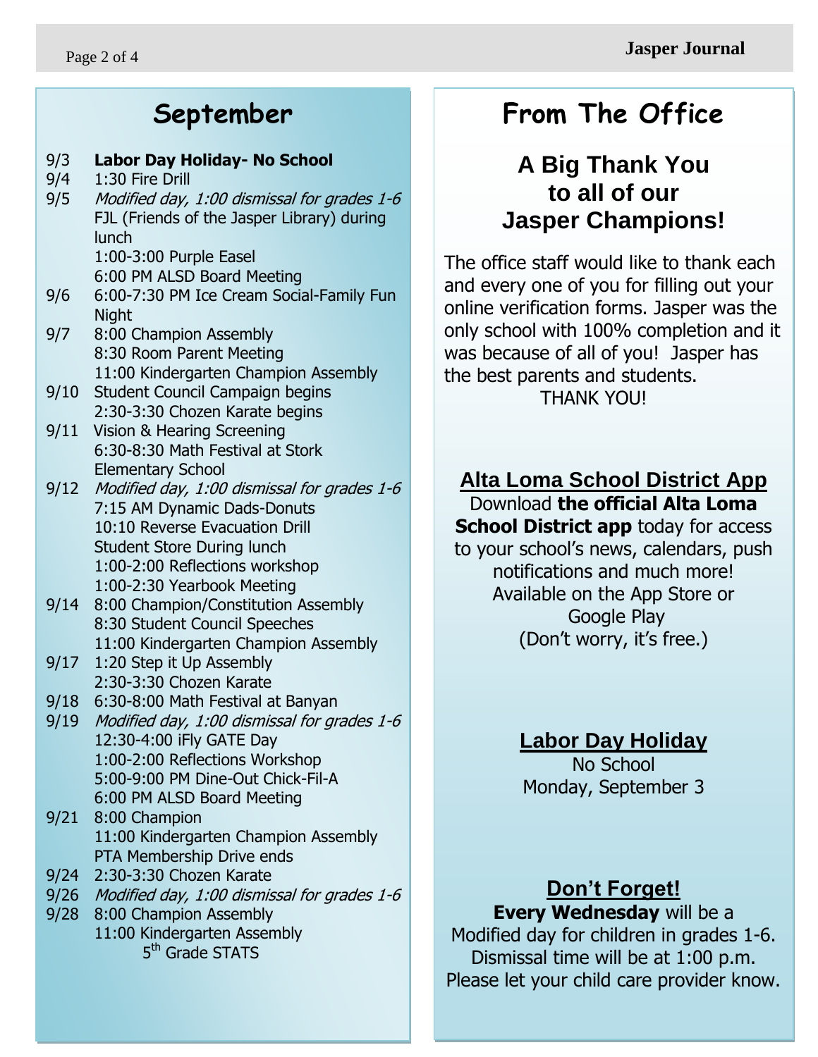## September

- 9/3 **Labor Day Holiday- No School**
- 9/4 1:30 Fire Drill
- 9/5 *Modified day, 1:00 dismissal for grades 1-6*
  FJL (Friends of the Jasper Library) during lunch
  1:00-3:00 Purple Easel
  6:00 PM ALSD Board Meeting
- 9/6 6:00-7:30 PM Ice Cream Social-Family Fun Night
- 9/7 8:00 Champion Assembly
  8:30 Room Parent Meeting
  11:00 Kindergarten Champion Assembly
- 9/10 Student Council Campaign begins
  2:30-3:30 Chozen Karate begins
- 9/11 Vision & Hearing Screening
  6:30-8:30 Math Festival at Stork Elementary School
- 9/12 *Modified day, 1:00 dismissal for grades 1-6*
  7:15 AM Dynamic Dads-Donuts
  10:10 Reverse Evacuation Drill
  Student Store During lunch
  1:00-2:00 Reflections workshop
  1:00-2:30 Yearbook Meeting
- 9/14 8:00 Champion/Constitution Assembly
  8:30 Student Council Speeches
  11:00 Kindergarten Champion Assembly
- 9/17 1:20 Step it Up Assembly
  2:30-3:30 Chozen Karate
- 9/18 6:30-8:00 Math Festival at Banyan
- 9/19 *Modified day, 1:00 dismissal for grades 1-6*
  12:30-4:00 iFly GATE Day
  1:00-2:00 Reflections Workshop
  5:00-9:00 PM Dine-Out Chick-Fil-A
  6:00 PM ALSD Board Meeting
- 9/21 8:00 Champion
  11:00 Kindergarten Champion Assembly
  PTA Membership Drive ends
- 9/24 2:30-3:30 Chozen Karate
- 9/26 *Modified day, 1:00 dismissal for grades 1-6*
- 9/28 8:00 Champion Assembly
  11:00 Kindergarten Assembly
  5th Grade STATS

## From The Office

### A Big Thank You to all of our Jasper Champions!

The office staff would like to thank each and every one of you for filling out your online verification forms. Jasper was the only school with 100% completion and it was because of all of you! Jasper has the best parents and students.
THANK YOU!

### Alta Loma School District App

Download **the official Alta Loma School District app** today for access to your school's news, calendars, push notifications and much more!
Available on the App Store or Google Play
(Don't worry, it's free.)

### Labor Day Holiday

No School
Monday, September 3

### Don't Forget!

**Every Wednesday** will be a Modified day for children in grades 1-6. Dismissal time will be at 1:00 p.m. Please let your child care provider know.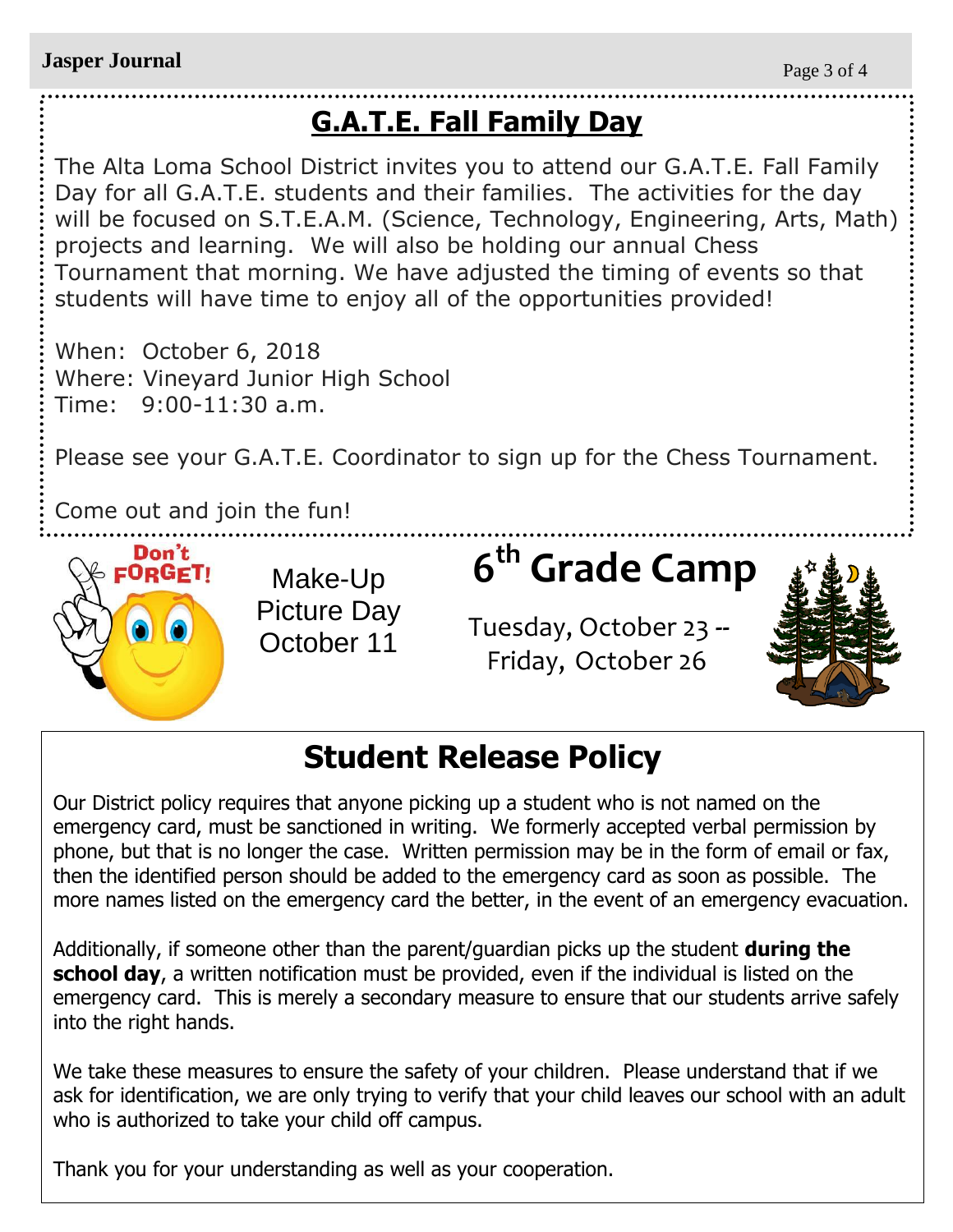## G.A.T.E. Fall Family Day

The Alta Loma School District invites you to attend our G.A.T.E. Fall Family Day for all G.A.T.E. students and their families. The activities for the day will be focused on S.T.E.A.M. (Science, Technology, Engineering, Arts, Math) projects and learning. We will also be holding our annual Chess Tournament that morning. We have adjusted the timing of events so that students will have time to enjoy all of the opportunities provided!

When: October 6, 2018
Where: Vineyard Junior High School
Time: 9:00-11:30 a.m.

Please see your G.A.T.E. Coordinator to sign up for the Chess Tournament.

Come out and join the fun!

Don't FORGET!

Make-Up Picture Day October 11

## 6th Grade Camp

Tuesday, October 23 -- Friday, October 26

## Student Release Policy

Our District policy requires that anyone picking up a student who is not named on the emergency card, must be sanctioned in writing. We formerly accepted verbal permission by phone, but that is no longer the case. Written permission may be in the form of email or fax, then the identified person should be added to the emergency card as soon as possible. The more names listed on the emergency card the better, in the event of an emergency evacuation.

Additionally, if someone other than the parent/guardian picks up the student **during the school day**, a written notification must be provided, even if the individual is listed on the emergency card. This is merely a secondary measure to ensure that our students arrive safely into the right hands.

We take these measures to ensure the safety of your children. Please understand that if we ask for identification, we are only trying to verify that your child leaves our school with an adult who is authorized to take your child off campus.

Thank you for your understanding as well as your cooperation.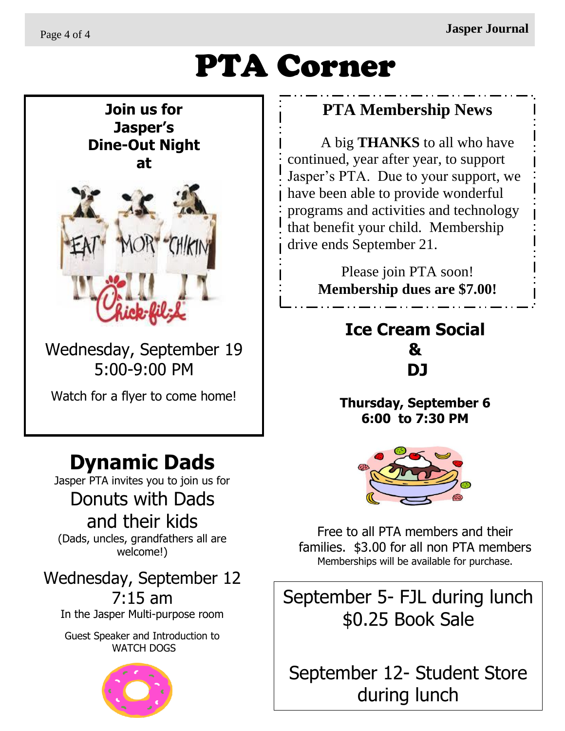# PTA Corner

**Join us for Jasper's Dine-Out Night at**

Wednesday, September 19
5:00-9:00 PM

Watch for a flyer to come home!

## Dynamic Dads

Jasper PTA invites you to join us for

Donuts with Dads and their kids

(Dads, uncles, grandfathers all are welcome!)

Wednesday, September 12
7:15 am

In the Jasper Multi-purpose room

Guest Speaker and Introduction to WATCH DOGS

## PTA Membership News

A big **THANKS** to all who have continued, year after year, to support Jasper's PTA. Due to your support, we have been able to provide wonderful programs and activities and technology that benefit your child. Membership drive ends September 21.

Please join PTA soon!
**Membership dues are $7.00!**

## Ice Cream Social & DJ

**Thursday, September 6**
**6:00 to 7:30 PM**

Free to all PTA members and their families. $3.00 for all non PTA members
Memberships will be available for purchase.

September 5- FJL during lunch
$0.25 Book Sale

September 12- Student Store during lunch